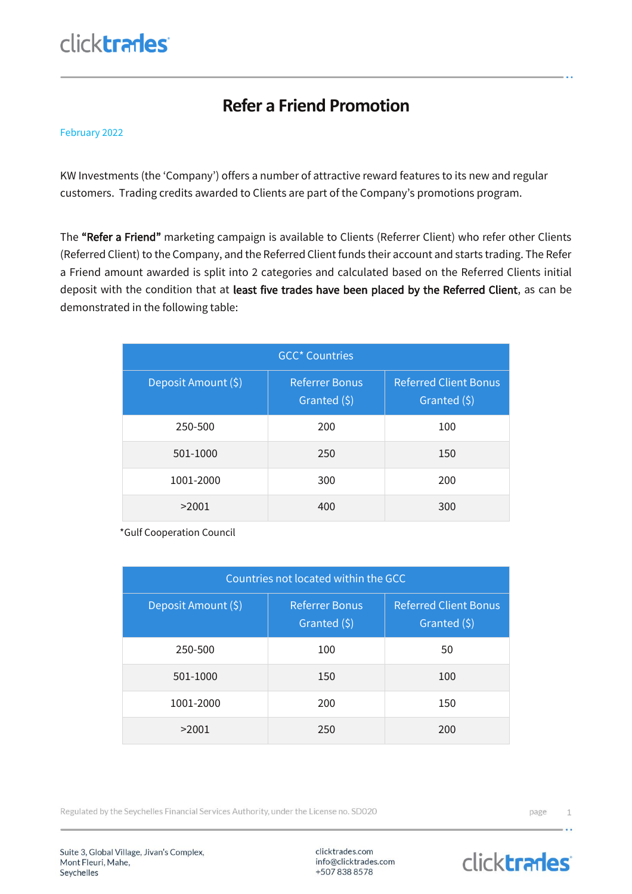# Refer a Friend Promotion

February 2022

KW Investments (the 'Company') offers a number of attractive reward features to its new and regular customers. Trading credits awarded to Clients are part of the Company's promotions program.

The **"Refer a Friend"** marketing campaign is available to Clients (Referrer Client) who refer other Clients (Referred Client) to the Company, and the Referred Client funds their account and starts trading. The Refer a Friend amount awarded is split into 2 categories and calculated based on the Referred Clients initial deposit with the condition that at **least five trades have been placed by the Referred Client**, as can be demonstrated in the following table:

| GCC* Countries | | |
|---|---|---|
| Deposit Amount ($) | Referrer Bonus Granted ($) | Referred Client Bonus Granted ($) |
| 250-500 | 200 | 100 |
| 501-1000 | 250 | 150 |
| 1001-2000 | 300 | 200 |
| >2001 | 400 | 300 |

*Gulf Cooperation Council

| Countries not located within the GCC | | |
|---|---|---|
| Deposit Amount ($) | Referrer Bonus Granted ($) | Referred Client Bonus Granted ($) |
| 250-500 | 100 | 50 |
| 501-1000 | 150 | 100 |
| 1001-2000 | 200 | 150 |
| >2001 | 250 | 200 |

Regulated by the Seychelles Financial Services Authority, under the License no. SD020

Suite 3, Global Village, Jivan's Complex, Mont Fleuri, Mahe, Seychelles

clicktrades.com
info@clicktrades.com
+507 838 8578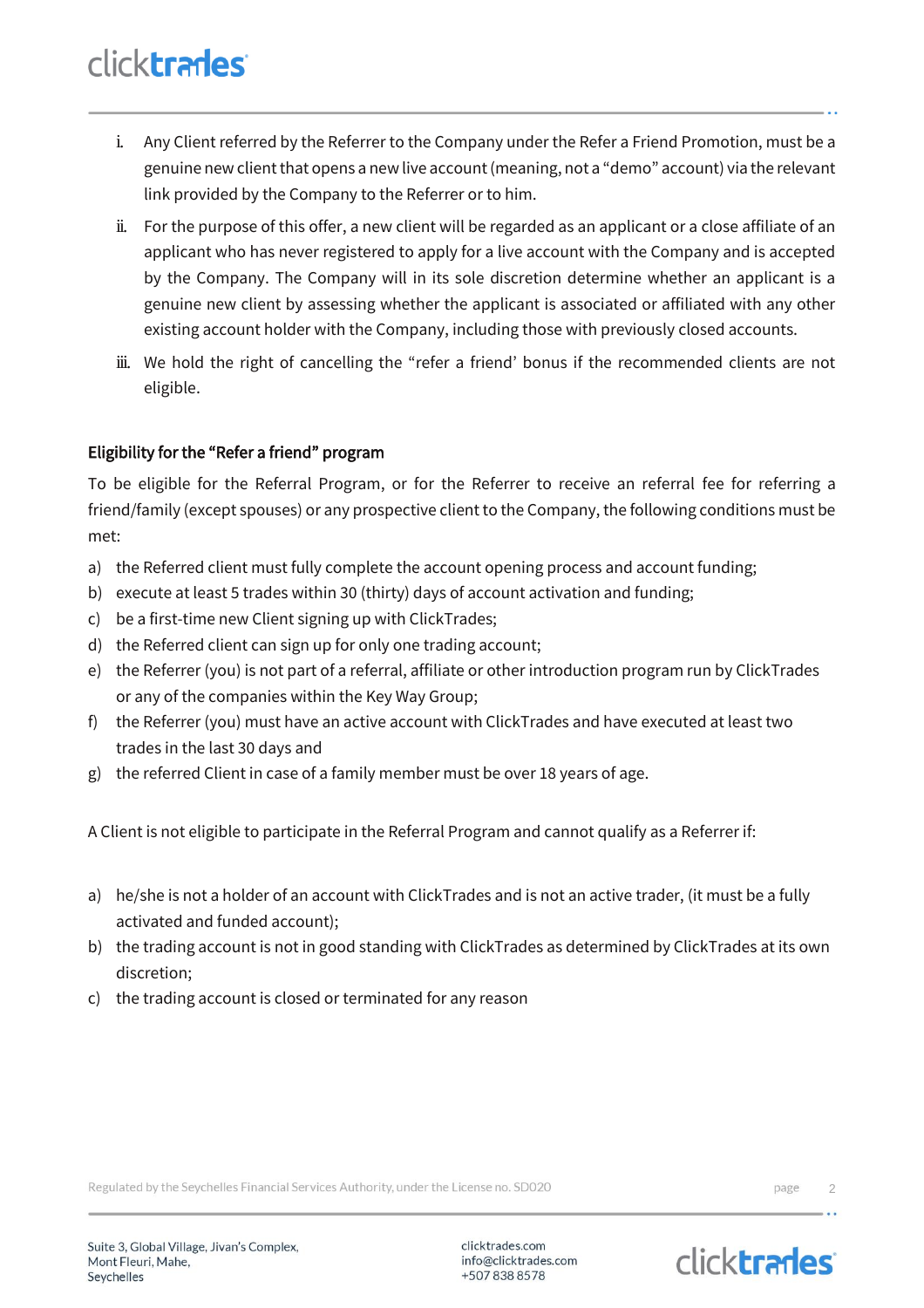i. Any Client referred by the Referrer to the Company under the Refer a Friend Promotion, must be a genuine new client that opens a new live account (meaning, not a "demo" account) via the relevant link provided by the Company to the Referrer or to him.

ii. For the purpose of this offer, a new client will be regarded as an applicant or a close affiliate of an applicant who has never registered to apply for a live account with the Company and is accepted by the Company. The Company will in its sole discretion determine whether an applicant is a genuine new client by assessing whether the applicant is associated or affiliated with any other existing account holder with the Company, including those with previously closed accounts.

iii. We hold the right of cancelling the "refer a friend' bonus if the recommended clients are not eligible.

## Eligibility for the "Refer a friend" program

To be eligible for the Referral Program, or for the Referrer to receive an referral fee for referring a friend/family (except spouses) or any prospective client to the Company, the following conditions must be met:

a) the Referred client must fully complete the account opening process and account funding;
b) execute at least 5 trades within 30 (thirty) days of account activation and funding;
c) be a first-time new Client signing up with ClickTrades;
d) the Referred client can sign up for only one trading account;
e) the Referrer (you) is not part of a referral, affiliate or other introduction program run by ClickTrades or any of the companies within the Key Way Group;
f) the Referrer (you) must have an active account with ClickTrades and have executed at least two trades in the last 30 days and
g) the referred Client in case of a family member must be over 18 years of age.

A Client is not eligible to participate in the Referral Program and cannot qualify as a Referrer if:

a) he/she is not a holder of an account with ClickTrades and is not an active trader, (it must be a fully activated and funded account);
b) the trading account is not in good standing with ClickTrades as determined by ClickTrades at its own discretion;
c) the trading account is closed or terminated for any reason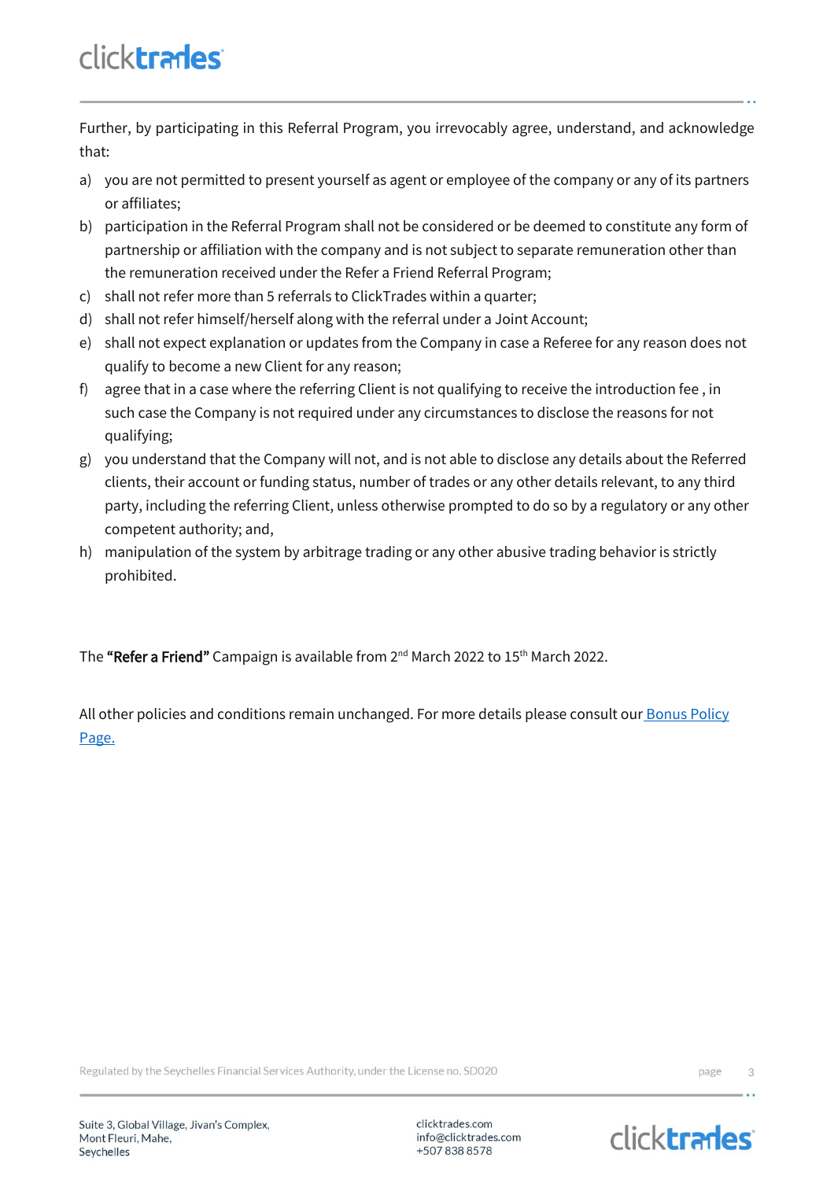Further, by participating in this Referral Program, you irrevocably agree, understand, and acknowledge that:

a) you are not permitted to present yourself as agent or employee of the company or any of its partners or affiliates;
b) participation in the Referral Program shall not be considered or be deemed to constitute any form of partnership or affiliation with the company and is not subject to separate remuneration other than the remuneration received under the Refer a Friend Referral Program;
c) shall not refer more than 5 referrals to ClickTrades within a quarter;
d) shall not refer himself/herself along with the referral under a Joint Account;
e) shall not expect explanation or updates from the Company in case a Referee for any reason does not qualify to become a new Client for any reason;
f) agree that in a case where the referring Client is not qualifying to receive the introduction fee , in such case the Company is not required under any circumstances to disclose the reasons for not qualifying;
g) you understand that the Company will not, and is not able to disclose any details about the Referred clients, their account or funding status, number of trades or any other details relevant, to any third party, including the referring Client, unless otherwise prompted to do so by a regulatory or any other competent authority; and,
h) manipulation of the system by arbitrage trading or any other abusive trading behavior is strictly prohibited.

The **"Refer a Friend"** Campaign is available from 2nd March 2022 to 15th March 2022.

All other policies and conditions remain unchanged. For more details please consult our [Bonus Policy Page.]()

Regulated by the Seychelles Financial Services Authority, under the License no. SD020

Suite 3, Global Village, Jivan's Complex,
Mont Fleuri, Mahe,
Seychelles

clicktrades.com
info@clicktrades.com
+507 838 8578